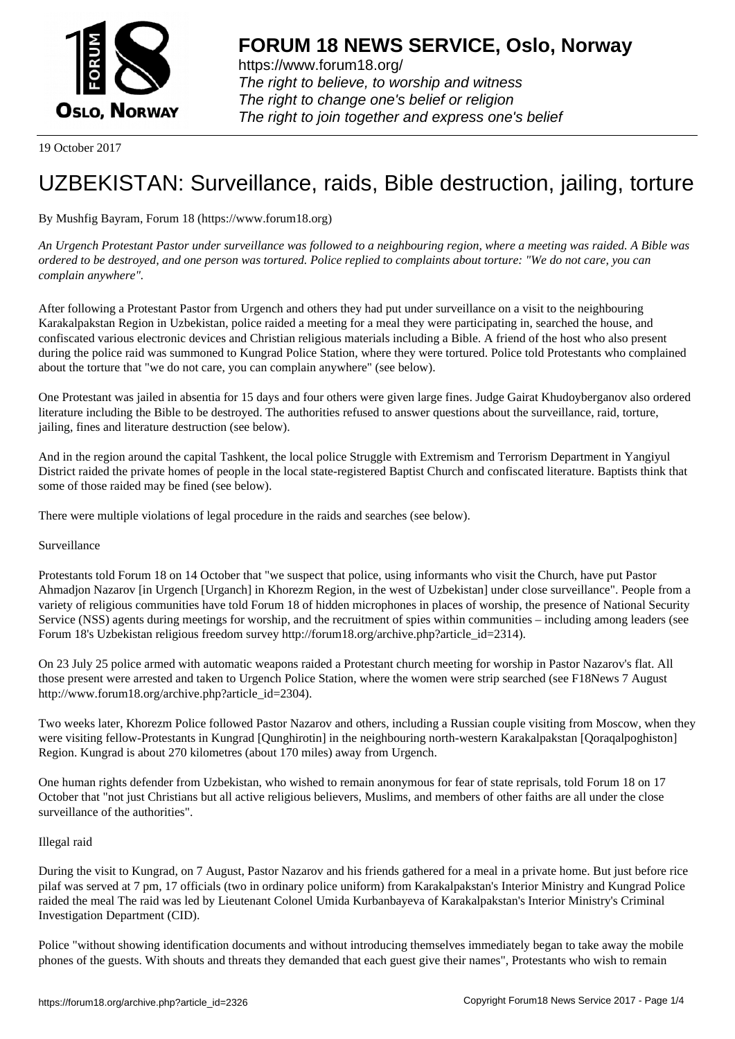# FORUM 18 NEWS SERVICE, Oslo, Norway

https://www.forum18.org/
*The right to believe, to worship and witness*
*The right to change one's belief or religion*
*The right to join together and express one's belief*

19 October 2017

# UZBEKISTAN: Surveillance, raids, Bible destruction, jailing, torture

By Mushfig Bayram, Forum 18 (https://www.forum18.org)

*An Urgench Protestant Pastor under surveillance was followed to a neighbouring region, where a meeting was raided. A Bible was ordered to be destroyed, and one person was tortured. Police replied to complaints about torture: "We do not care, you can complain anywhere".*

After following a Protestant Pastor from Urgench and others they had put under surveillance on a visit to the neighbouring Karakalpakstan Region in Uzbekistan, police raided a meeting for a meal they were participating in, searched the house, and confiscated various electronic devices and Christian religious materials including a Bible. A friend of the host who also present during the police raid was summoned to Kungrad Police Station, where they were tortured. Police told Protestants who complained about the torture that "we do not care, you can complain anywhere" (see below).

One Protestant was jailed in absentia for 15 days and four others were given large fines. Judge Gairat Khudoyberganov also ordered literature including the Bible to be destroyed. The authorities refused to answer questions about the surveillance, raid, torture, jailing, fines and literature destruction (see below).

And in the region around the capital Tashkent, the local police Struggle with Extremism and Terrorism Department in Yangiyul District raided the private homes of people in the local state-registered Baptist Church and confiscated literature. Baptists think that some of those raided may be fined (see below).

There were multiple violations of legal procedure in the raids and searches (see below).

Surveillance

Protestants told Forum 18 on 14 October that "we suspect that police, using informants who visit the Church, have put Pastor Ahmadjon Nazarov [in Urgench [Urganch] in Khorezm Region, in the west of Uzbekistan] under close surveillance". People from a variety of religious communities have told Forum 18 of hidden microphones in places of worship, the presence of National Security Service (NSS) agents during meetings for worship, and the recruitment of spies within communities – including among leaders (see Forum 18's Uzbekistan religious freedom survey http://forum18.org/archive.php?article_id=2314).

On 23 July 25 police armed with automatic weapons raided a Protestant church meeting for worship in Pastor Nazarov's flat. All those present were arrested and taken to Urgench Police Station, where the women were strip searched (see F18News 7 August http://www.forum18.org/archive.php?article_id=2304).

Two weeks later, Khorezm Police followed Pastor Nazarov and others, including a Russian couple visiting from Moscow, when they were visiting fellow-Protestants in Kungrad [Qunghirotin] in the neighbouring north-western Karakalpakstan [Qoraqalpoghiston] Region. Kungrad is about 270 kilometres (about 170 miles) away from Urgench.

One human rights defender from Uzbekistan, who wished to remain anonymous for fear of state reprisals, told Forum 18 on 17 October that "not just Christians but all active religious believers, Muslims, and members of other faiths are all under the close surveillance of the authorities".

Illegal raid

During the visit to Kungrad, on 7 August, Pastor Nazarov and his friends gathered for a meal in a private home. But just before rice pilaf was served at 7 pm, 17 officials (two in ordinary police uniform) from Karakalpakstan's Interior Ministry and Kungrad Police raided the meal The raid was led by Lieutenant Colonel Umida Kurbanbayeva of Karakalpakstan's Interior Ministry's Criminal Investigation Department (CID).

Police "without showing identification documents and without introducing themselves immediately began to take away the mobile phones of the guests. With shouts and threats they demanded that each guest give their names", Protestants who wish to remain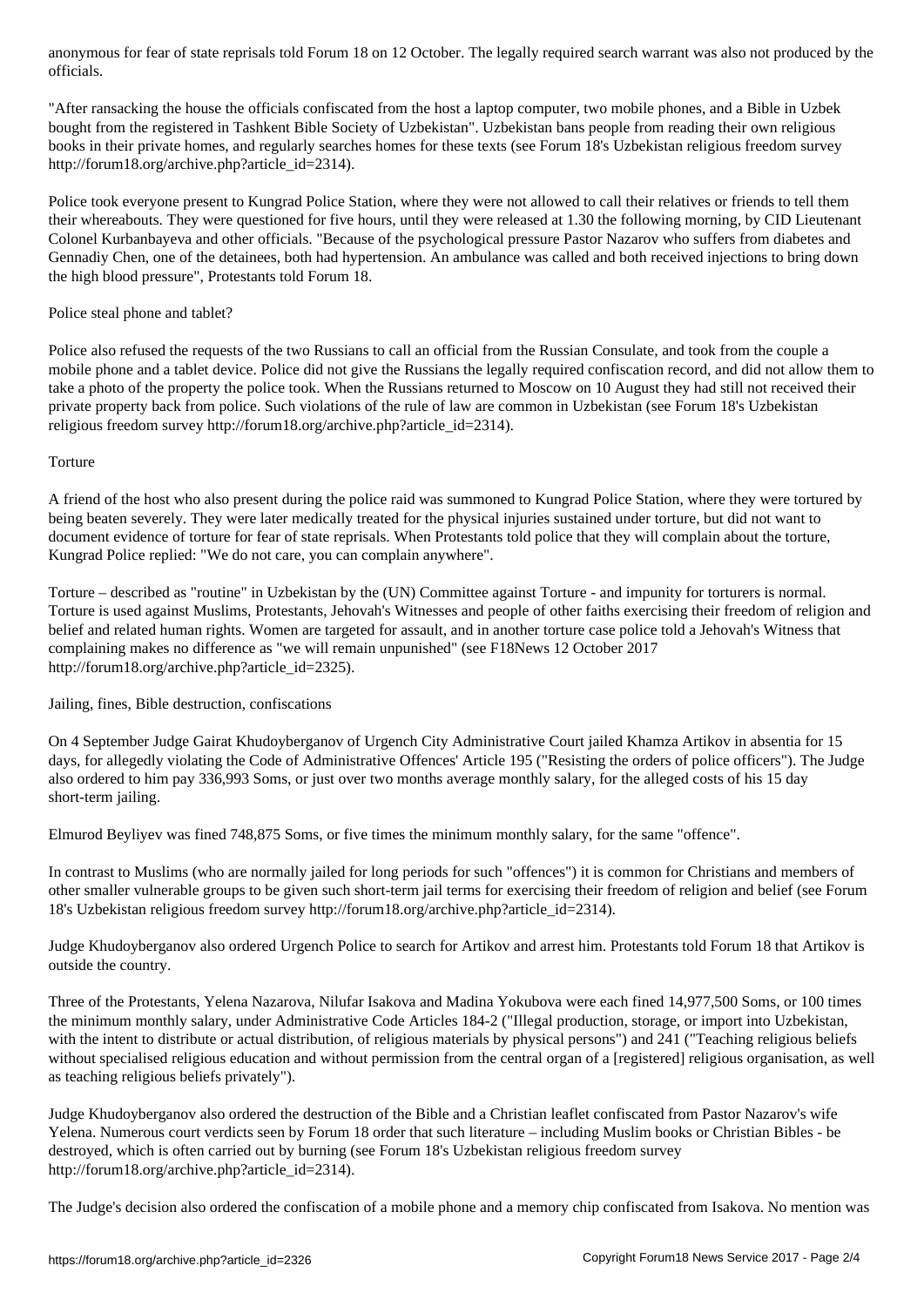anonymous for fear of state reprisals told Forum 18 on 12 October. The legally required search warrant was also not produced by the officials.

"After ransacking the house the officials confiscated from the host a laptop computer, two mobile phones, and a Bible in Uzbek bought from the registered in Tashkent Bible Society of Uzbekistan". Uzbekistan bans people from reading their own religious books in their private homes, and regularly searches homes for these texts (see Forum 18's Uzbekistan religious freedom survey http://forum18.org/archive.php?article_id=2314).

Police took everyone present to Kungrad Police Station, where they were not allowed to call their relatives or friends to tell them their whereabouts. They were questioned for five hours, until they were released at 1.30 the following morning, by CID Lieutenant Colonel Kurbanbayeva and other officials. "Because of the psychological pressure Pastor Nazarov who suffers from diabetes and Gennadiy Chen, one of the detainees, both had hypertension. An ambulance was called and both received injections to bring down the high blood pressure", Protestants told Forum 18.

Police steal phone and tablet?

Police also refused the requests of the two Russians to call an official from the Russian Consulate, and took from the couple a mobile phone and a tablet device. Police did not give the Russians the legally required confiscation record, and did not allow them to take a photo of the property the police took. When the Russians returned to Moscow on 10 August they had still not received their private property back from police. Such violations of the rule of law are common in Uzbekistan (see Forum 18's Uzbekistan religious freedom survey http://forum18.org/archive.php?article_id=2314).

Torture

A friend of the host who also present during the police raid was summoned to Kungrad Police Station, where they were tortured by being beaten severely. They were later medically treated for the physical injuries sustained under torture, but did not want to document evidence of torture for fear of state reprisals. When Protestants told police that they will complain about the torture, Kungrad Police replied: "We do not care, you can complain anywhere".

Torture – described as "routine" in Uzbekistan by the (UN) Committee against Torture - and impunity for torturers is normal. Torture is used against Muslims, Protestants, Jehovah's Witnesses and people of other faiths exercising their freedom of religion and belief and related human rights. Women are targeted for assault, and in another torture case police told a Jehovah's Witness that complaining makes no difference as "we will remain unpunished" (see F18News 12 October 2017 http://forum18.org/archive.php?article_id=2325).

Jailing, fines, Bible destruction, confiscations

On 4 September Judge Gairat Khudoyberganov of Urgench City Administrative Court jailed Khamza Artikov in absentia for 15 days, for allegedly violating the Code of Administrative Offences' Article 195 ("Resisting the orders of police officers"). The Judge also ordered to him pay 336,993 Soms, or just over two months average monthly salary, for the alleged costs of his 15 day short-term jailing.

Elmurod Beyliyev was fined 748,875 Soms, or five times the minimum monthly salary, for the same "offence".

In contrast to Muslims (who are normally jailed for long periods for such "offences") it is common for Christians and members of other smaller vulnerable groups to be given such short-term jail terms for exercising their freedom of religion and belief (see Forum 18's Uzbekistan religious freedom survey http://forum18.org/archive.php?article_id=2314).

Judge Khudoyberganov also ordered Urgench Police to search for Artikov and arrest him. Protestants told Forum 18 that Artikov is outside the country.

Three of the Protestants, Yelena Nazarova, Nilufar Isakova and Madina Yokubova were each fined 14,977,500 Soms, or 100 times the minimum monthly salary, under Administrative Code Articles 184-2 ("Illegal production, storage, or import into Uzbekistan, with the intent to distribute or actual distribution, of religious materials by physical persons") and 241 ("Teaching religious beliefs without specialised religious education and without permission from the central organ of a [registered] religious organisation, as well as teaching religious beliefs privately").

Judge Khudoyberganov also ordered the destruction of the Bible and a Christian leaflet confiscated from Pastor Nazarov's wife Yelena. Numerous court verdicts seen by Forum 18 order that such literature – including Muslim books or Christian Bibles - be destroyed, which is often carried out by burning (see Forum 18's Uzbekistan religious freedom survey http://forum18.org/archive.php?article_id=2314).

The Judge's decision also ordered the confiscation of a mobile phone and a memory chip confiscated from Isakova. No mention was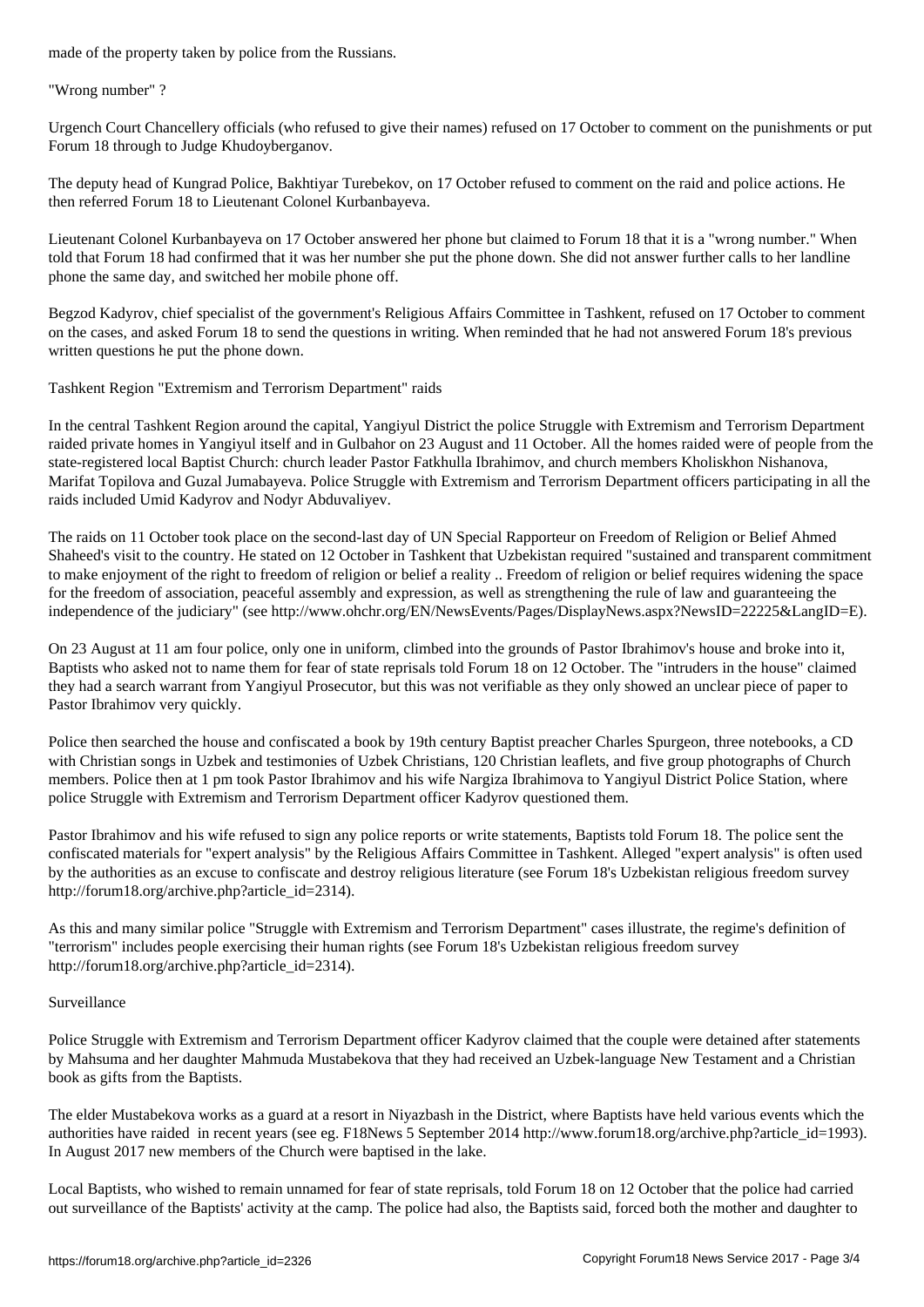made of the property taken by police from the Russians.

"Wrong number" ?

Urgench Court Chancellery officials (who refused to give their names) refused on 17 October to comment on the punishments or put Forum 18 through to Judge Khudoyberganov.

The deputy head of Kungrad Police, Bakhtiyar Turebekov, on 17 October refused to comment on the raid and police actions. He then referred Forum 18 to Lieutenant Colonel Kurbanbayeva.

Lieutenant Colonel Kurbanbayeva on 17 October answered her phone but claimed to Forum 18 that it is a "wrong number." When told that Forum 18 had confirmed that it was her number she put the phone down. She did not answer further calls to her landline phone the same day, and switched her mobile phone off.

Begzod Kadyrov, chief specialist of the government's Religious Affairs Committee in Tashkent, refused on 17 October to comment on the cases, and asked Forum 18 to send the questions in writing. When reminded that he had not answered Forum 18's previous written questions he put the phone down.

Tashkent Region "Extremism and Terrorism Department" raids

In the central Tashkent Region around the capital, Yangiyul District the police Struggle with Extremism and Terrorism Department raided private homes in Yangiyul itself and in Gulbahor on 23 August and 11 October. All the homes raided were of people from the state-registered local Baptist Church: church leader Pastor Fatkhulla Ibrahimov, and church members Kholiskhon Nishanova, Marifat Topilova and Guzal Jumabayeva. Police Struggle with Extremism and Terrorism Department officers participating in all the raids included Umid Kadyrov and Nodyr Abduvaliyev.

The raids on 11 October took place on the second-last day of UN Special Rapporteur on Freedom of Religion or Belief Ahmed Shaheed's visit to the country. He stated on 12 October in Tashkent that Uzbekistan required "sustained and transparent commitment to make enjoyment of the right to freedom of religion or belief a reality .. Freedom of religion or belief requires widening the space for the freedom of association, peaceful assembly and expression, as well as strengthening the rule of law and guaranteeing the independence of the judiciary" (see http://www.ohchr.org/EN/NewsEvents/Pages/DisplayNews.aspx?NewsID=22225&LangID=E).

On 23 August at 11 am four police, only one in uniform, climbed into the grounds of Pastor Ibrahimov's house and broke into it, Baptists who asked not to name them for fear of state reprisals told Forum 18 on 12 October. The "intruders in the house" claimed they had a search warrant from Yangiyul Prosecutor, but this was not verifiable as they only showed an unclear piece of paper to Pastor Ibrahimov very quickly.

Police then searched the house and confiscated a book by 19th century Baptist preacher Charles Spurgeon, three notebooks, a CD with Christian songs in Uzbek and testimonies of Uzbek Christians, 120 Christian leaflets, and five group photographs of Church members. Police then at 1 pm took Pastor Ibrahimov and his wife Nargiza Ibrahimova to Yangiyul District Police Station, where police Struggle with Extremism and Terrorism Department officer Kadyrov questioned them.

Pastor Ibrahimov and his wife refused to sign any police reports or write statements, Baptists told Forum 18. The police sent the confiscated materials for "expert analysis" by the Religious Affairs Committee in Tashkent. Alleged "expert analysis" is often used by the authorities as an excuse to confiscate and destroy religious literature (see Forum 18's Uzbekistan religious freedom survey http://forum18.org/archive.php?article_id=2314).

As this and many similar police "Struggle with Extremism and Terrorism Department" cases illustrate, the regime's definition of "terrorism" includes people exercising their human rights (see Forum 18's Uzbekistan religious freedom survey http://forum18.org/archive.php?article_id=2314).

Surveillance

Police Struggle with Extremism and Terrorism Department officer Kadyrov claimed that the couple were detained after statements by Mahsuma and her daughter Mahmuda Mustabekova that they had received an Uzbek-language New Testament and a Christian book as gifts from the Baptists.

The elder Mustabekova works as a guard at a resort in Niyazbash in the District, where Baptists have held various events which the authorities have raided in recent years (see eg. F18News 5 September 2014 http://www.forum18.org/archive.php?article_id=1993). In August 2017 new members of the Church were baptised in the lake.

Local Baptists, who wished to remain unnamed for fear of state reprisals, told Forum 18 on 12 October that the police had carried out surveillance of the Baptists' activity at the camp. The police had also, the Baptists said, forced both the mother and daughter to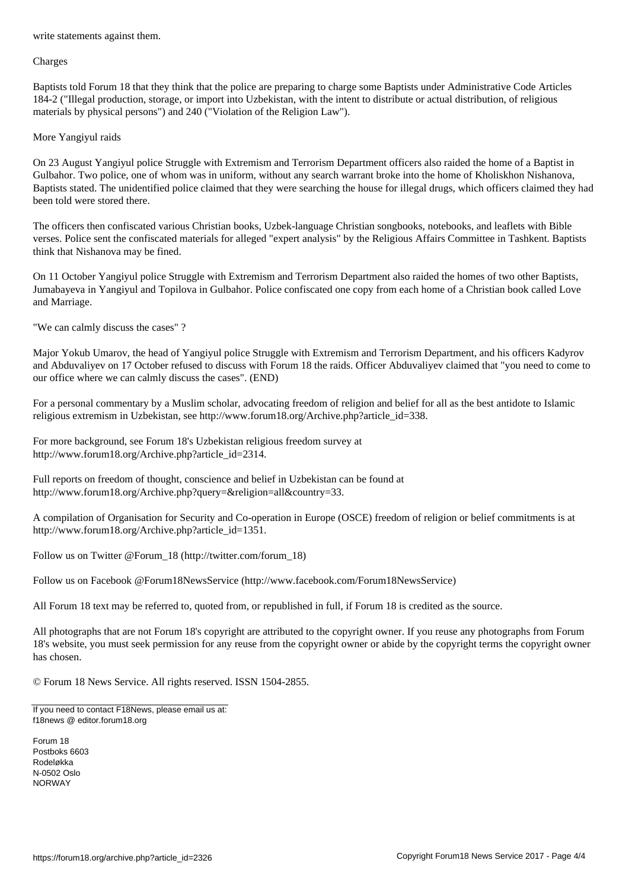write statements against them.

## Charges

Baptists told Forum 18 that they think that the police are preparing to charge some Baptists under Administrative Code Articles 184-2 ("Illegal production, storage, or import into Uzbekistan, with the intent to distribute or actual distribution, of religious materials by physical persons") and 240 ("Violation of the Religion Law").

## More Yangiyul raids

On 23 August Yangiyul police Struggle with Extremism and Terrorism Department officers also raided the home of a Baptist in Gulbahor. Two police, one of whom was in uniform, without any search warrant broke into the home of Kholiskhon Nishanova, Baptists stated. The unidentified police claimed that they were searching the house for illegal drugs, which officers claimed they had been told were stored there.

The officers then confiscated various Christian books, Uzbek-language Christian songbooks, notebooks, and leaflets with Bible verses. Police sent the confiscated materials for alleged "expert analysis" by the Religious Affairs Committee in Tashkent. Baptists think that Nishanova may be fined.

On 11 October Yangiyul police Struggle with Extremism and Terrorism Department also raided the homes of two other Baptists, Jumabayeva in Yangiyul and Topilova in Gulbahor. Police confiscated one copy from each home of a Christian book called Love and Marriage.

## "We can calmly discuss the cases" ?

Major Yokub Umarov, the head of Yangiyul police Struggle with Extremism and Terrorism Department, and his officers Kadyrov and Abduvaliyev on 17 October refused to discuss with Forum 18 the raids. Officer Abduvaliyev claimed that "you need to come to our office where we can calmly discuss the cases". (END)

For a personal commentary by a Muslim scholar, advocating freedom of religion and belief for all as the best antidote to Islamic religious extremism in Uzbekistan, see http://www.forum18.org/Archive.php?article_id=338.

For more background, see Forum 18's Uzbekistan religious freedom survey at http://www.forum18.org/Archive.php?article_id=2314.

Full reports on freedom of thought, conscience and belief in Uzbekistan can be found at http://www.forum18.org/Archive.php?query=&religion=all&country=33.

A compilation of Organisation for Security and Co-operation in Europe (OSCE) freedom of religion or belief commitments is at http://www.forum18.org/Archive.php?article_id=1351.

Follow us on Twitter @Forum_18 (http://twitter.com/forum_18)

Follow us on Facebook @Forum18NewsService (http://www.facebook.com/Forum18NewsService)

All Forum 18 text may be referred to, quoted from, or republished in full, if Forum 18 is credited as the source.

All photographs that are not Forum 18's copyright are attributed to the copyright owner. If you reuse any photographs from Forum 18's website, you must seek permission for any reuse from the copyright owner or abide by the copyright terms the copyright owner has chosen.

© Forum 18 News Service. All rights reserved. ISSN 1504-2855.

If you need to contact F18News, please email us at:
f18news @ editor.forum18.org

Forum 18
Postboks 6603
Rodeløkka
N-0502 Oslo
NORWAY